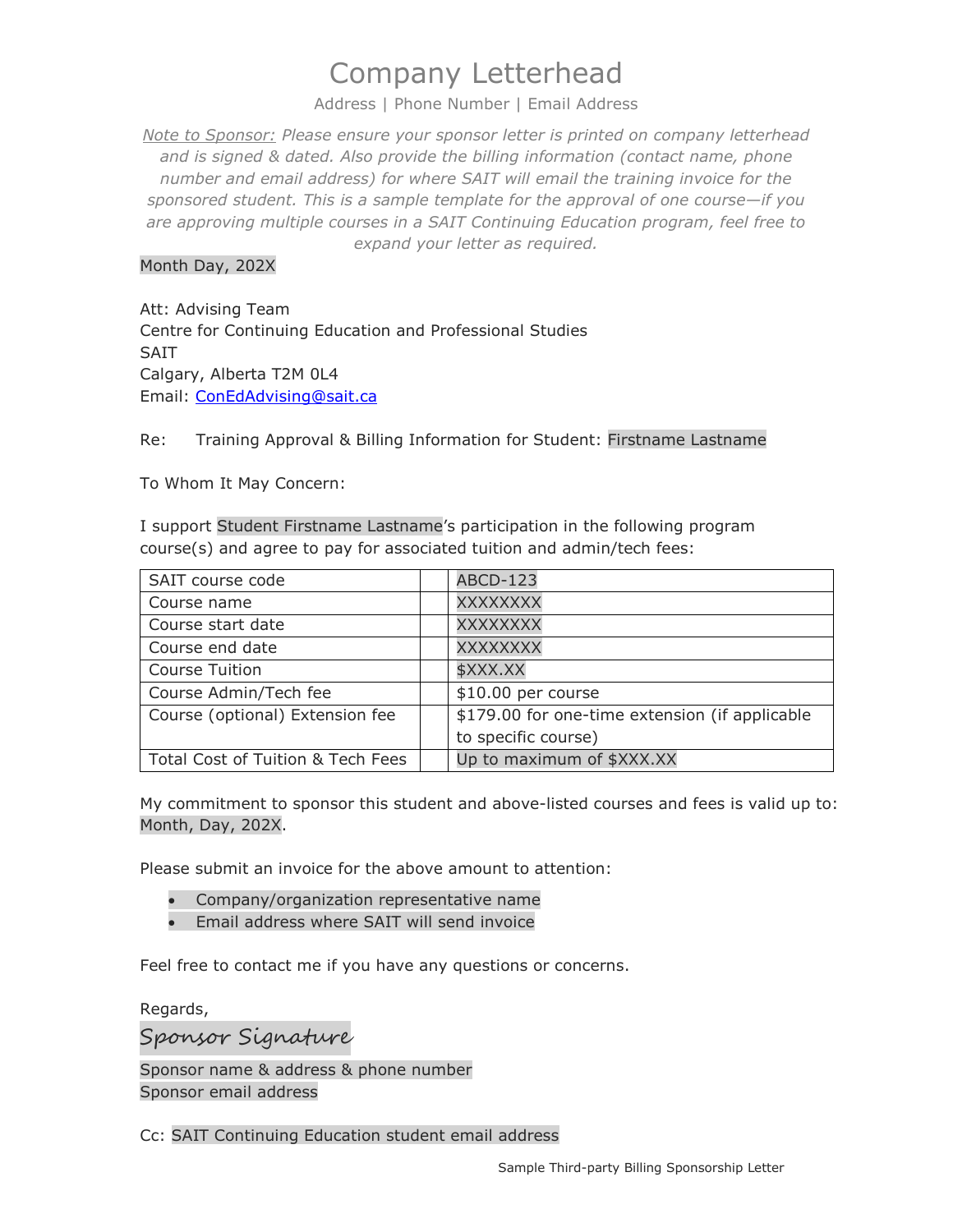# Company Letterhead

Address | Phone Number | Email Address

*Note to Sponsor: Please ensure your sponsor letter is printed on company letterhead and is signed & dated. Also provide the billing information (contact name, phone number and email address) for where SAIT will email the training invoice for the sponsored student. This is a sample template for the approval of one course—if you are approving multiple courses in a SAIT Continuing Education program, feel free to expand your letter as required.*

Month Day, 202X

Att: Advising Team
Centre for Continuing Education and Professional Studies
SAIT
Calgary, Alberta T2M 0L4
Email: ConEdAdvising@sait.ca

Re: Training Approval & Billing Information for Student: Firstname Lastname

To Whom It May Concern:

I support Student Firstname Lastname's participation in the following program course(s) and agree to pay for associated tuition and admin/tech fees:

| | | |
|---|---|---|
| SAIT course code | | ABCD-123 |
| Course name | | XXXXXXXX |
| Course start date | | XXXXXXXX |
| Course end date | | XXXXXXXX |
| Course Tuition | | $XXX.XX |
| Course Admin/Tech fee | | $10.00 per course |
| Course (optional) Extension fee | | $179.00 for one-time extension (if applicable to specific course) |
| Total Cost of Tuition & Tech Fees | | Up to maximum of $XXX.XX |

My commitment to sponsor this student and above-listed courses and fees is valid up to: Month, Day, 202X.

Please submit an invoice for the above amount to attention:

- Company/organization representative name
- Email address where SAIT will send invoice

Feel free to contact me if you have any questions or concerns.

Regards,

*Sponsor Signature*

Sponsor name & address & phone number
Sponsor email address

Cc: SAIT Continuing Education student email address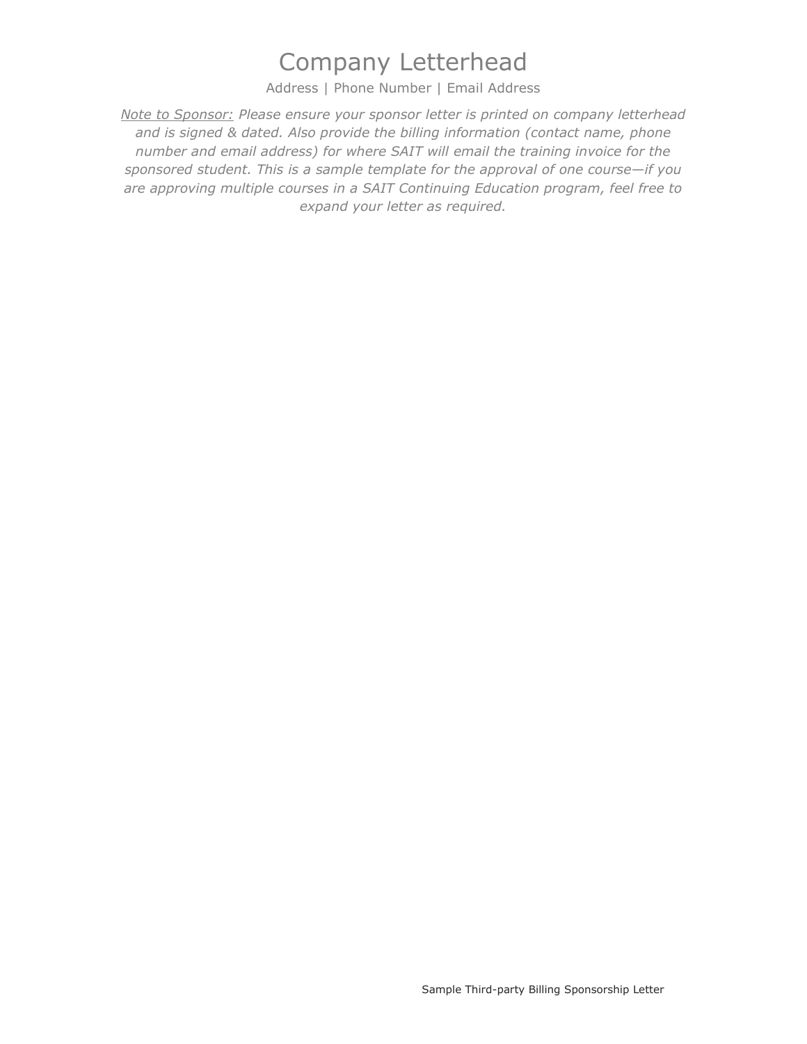# Company Letterhead

Address | Phone Number | Email Address

*Note to Sponsor: Please ensure your sponsor letter is printed on company letterhead and is signed & dated. Also provide the billing information (contact name, phone number and email address) for where SAIT will email the training invoice for the sponsored student. This is a sample template for the approval of one course—if you are approving multiple courses in a SAIT Continuing Education program, feel free to expand your letter as required.*